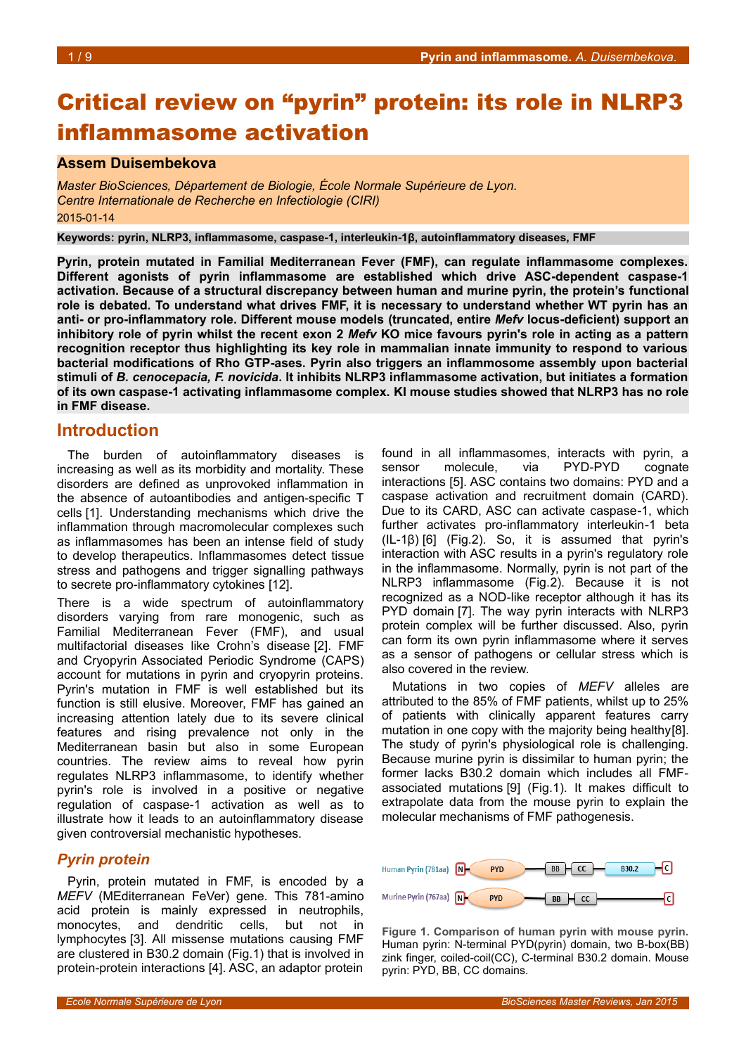# Critical review on “pyrin” protein: its role in NLRP3 inflammasome activation

**Assem Duisembekova**

*Master BioSciences, Département de Biologie, École Normale Supérieure de Lyon.*
*Centre Internationale de Recherche en Infectiologie (CIRI)*
2015-01-14

**Keywords: pyrin, NLRP3, inflammasome, caspase-1, interleukin-1β, autoinflammatory diseases, FMF**

**Pyrin, protein mutated in Familial Mediterranean Fever (FMF), can regulate inflammasome complexes. Different agonists of pyrin inflammasome are established which drive ASC-dependent caspase-1 activation. Because of a structural discrepancy between human and murine pyrin, the protein's functional role is debated. To understand what drives FMF, it is necessary to understand whether WT pyrin has an anti- or pro-inflammatory role. Different mouse models (truncated, entire *Mefv* locus-deficient) support an inhibitory role of pyrin whilst the recent exon 2 *Mefv* KO mice favours pyrin's role in acting as a pattern recognition receptor thus highlighting its key role in mammalian innate immunity to respond to various bacterial modifications of Rho GTP-ases. Pyrin also triggers an inflammosome assembly upon bacterial stimuli of *B. cenocepacia, F. novicida*. It inhibits NLRP3 inflammasome activation, but initiates a formation of its own caspase-1 activating inflammasome complex. KI mouse studies showed that NLRP3 has no role in FMF disease.**

## Introduction

The burden of autoinflammatory diseases is increasing as well as its morbidity and mortality. These disorders are defined as unprovoked inflammation in the absence of autoantibodies and antigen-specific T cells [1]. Understanding mechanisms which drive the inflammation through macromolecular complexes such as inflammasomes has been an intense field of study to develop therapeutics. Inflammasomes detect tissue stress and pathogens and trigger signalling pathways to secrete pro-inflammatory cytokines [12].

There is a wide spectrum of autoinflammatory disorders varying from rare monogenic, such as Familial Mediterranean Fever (FMF), and usual multifactorial diseases like Crohn's disease [2]. FMF and Cryopyrin Associated Periodic Syndrome (CAPS) account for mutations in pyrin and cryopyrin proteins. Pyrin's mutation in FMF is well established but its function is still elusive. Moreover, FMF has gained an increasing attention lately due to its severe clinical features and rising prevalence not only in the Mediterranean basin but also in some European countries. The review aims to reveal how pyrin regulates NLRP3 inflammasome, to identify whether pyrin's role is involved in a positive or negative regulation of caspase-1 activation as well as to illustrate how it leads to an autoinflammatory disease given controversial mechanistic hypotheses.

### *Pyrin protein*

Pyrin, protein mutated in FMF, is encoded by a *MEFV* (MEditerranean FeVer) gene. This 781-amino acid protein is mainly expressed in neutrophils, monocytes, and dendritic cells, but not in lymphocytes [3]. All missense mutations causing FMF are clustered in B30.2 domain (Fig.1) that is involved in protein-protein interactions [4]. ASC, an adaptor protein found in all inflammasomes, interacts with pyrin, a sensor molecule, via PYD-PYD cognate interactions [5]. ASC contains two domains: PYD and a caspase activation and recruitment domain (CARD). Due to its CARD, ASC can activate caspase-1, which further activates pro-inflammatory interleukin-1 beta (IL-1β) [6] (Fig.2). So, it is assumed that pyrin's interaction with ASC results in a pyrin's regulatory role in the inflammasome. Normally, pyrin is not part of the NLRP3 inflammasome (Fig.2). Because it is not recognized as a NOD-like receptor although it has its PYD domain [7]. The way pyrin interacts with NLRP3 protein complex will be further discussed. Also, pyrin can form its own pyrin inflammasome where it serves as a sensor of pathogens or cellular stress which is also covered in the review.

Mutations in two copies of *MEFV* alleles are attributed to the 85% of FMF patients, whilst up to 25% of patients with clinically apparent features carry mutation in one copy with the majority being healthy[8]. The study of pyrin's physiological role is challenging. Because murine pyrin is dissimilar to human pyrin; the former lacks B30.2 domain which includes all FMF-associated mutations [9] (Fig.1). It makes difficult to extrapolate data from the mouse pyrin to explain the molecular mechanisms of FMF pathogenesis.

**Figure 1. Comparison of human pyrin with mouse pyrin.** Human pyrin: N-terminal PYD(pyrin) domain, two B-box(BB) zink finger, coiled-coil(CC), C-terminal B30.2 domain. Mouse pyrin: PYD, BB, CC domains.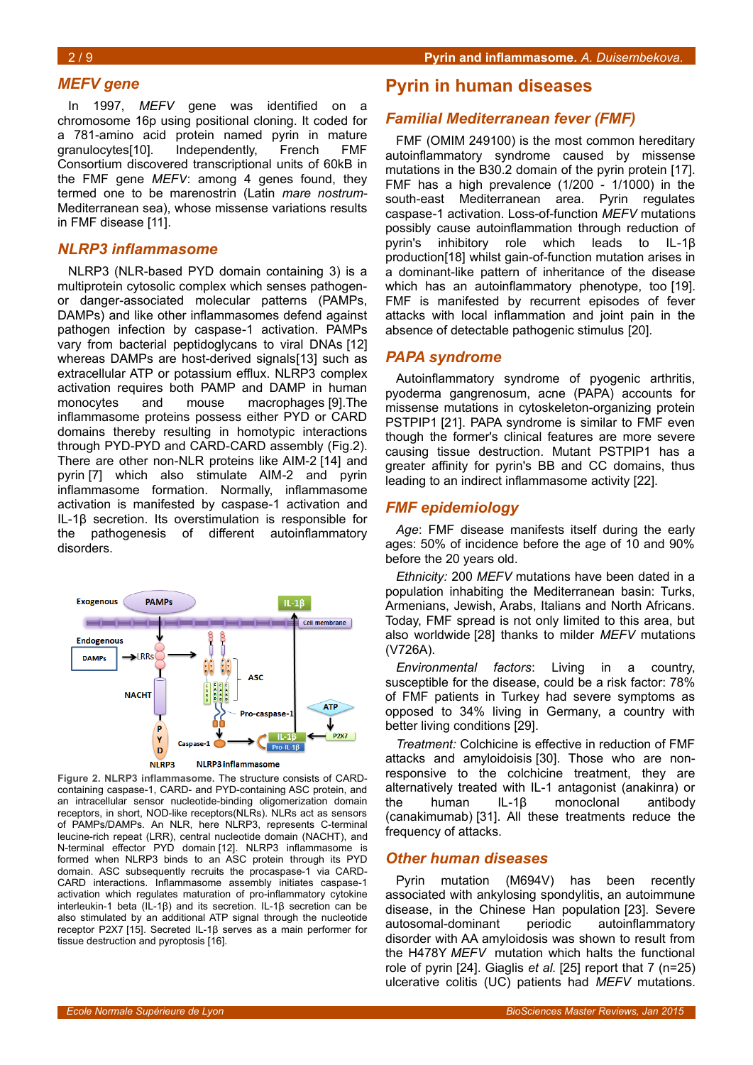## *MEFV gene*

In 1997, *MEFV* gene was identified on a chromosome 16p using positional cloning. It coded for a 781-amino acid protein named pyrin in mature granulocytes[10]. Independently, French FMF Consortium discovered transcriptional units of 60kB in the FMF gene *MEFV*: among 4 genes found, they termed one to be marenostrin (Latin *mare nostrum*-Mediterranean sea), whose missense variations results in FMF disease [11].

## *NLRP3 inflammasome*

NLRP3 (NLR-based PYD domain containing 3) is a multiprotein cytosolic complex which senses pathogen- or danger-associated molecular patterns (PAMPs, DAMPs) and like other inflammasomes defend against pathogen infection by caspase-1 activation. PAMPs vary from bacterial peptidoglycans to viral DNAs [12] whereas DAMPs are host-derived signals[13] such as extracellular ATP or potassium efflux. NLRP3 complex activation requires both PAMP and DAMP in human monocytes and mouse macrophages [9].The inflammasome proteins possess either PYD or CARD domains thereby resulting in homotypic interactions through PYD-PYD and CARD-CARD assembly (Fig.2). There are other non-NLR proteins like AIM-2 [14] and pyrin [7] which also stimulate AIM-2 and pyrin inflammasome formation. Normally, inflammasome activation is manifested by caspase-1 activation and IL-1β secretion. Its overstimulation is responsible for the pathogenesis of different autoinflammatory disorders.

**Figure 2. NLRP3 inflammasome.** The structure consists of CARD-containing caspase-1, CARD- and PYD-containing ASC protein, and an intracellular sensor nucleotide-binding oligomerization domain receptors, in short, NOD-like receptors(NLRs). NLRs act as sensors of PAMPs/DAMPs. An NLR, here NLRP3, represents C-terminal leucine-rich repeat (LRR), central nucleotide domain (NACHT), and N-terminal effector PYD domain [12]. NLRP3 inflammasome is formed when NLRP3 binds to an ASC protein through its PYD domain. ASC subsequently recruits the procaspase-1 via CARD-CARD interactions. Inflammasome assembly initiates caspase-1 activation which regulates maturation of pro-inflammatory cytokine interleukin-1 beta (IL-1β) and its secretion. IL-1β secretion can be also stimulated by an additional ATP signal through the nucleotide receptor P2X7 [15]. Secreted IL-1β serves as a main performer for tissue destruction and pyroptosis [16].

# Pyrin in human diseases

## *Familial Mediterranean fever (FMF)*

FMF (OMIM 249100) is the most common hereditary autoinflammatory syndrome caused by missense mutations in the B30.2 domain of the pyrin protein [17]. FMF has a high prevalence (1/200 - 1/1000) in the south-east Mediterranean area. Pyrin regulates caspase-1 activation. Loss-of-function *MEFV* mutations possibly cause autoinflammation through reduction of pyrin's inhibitory role which leads to IL-1β production[18] whilst gain-of-function mutation arises in a dominant-like pattern of inheritance of the disease which has an autoinflammatory phenotype, too [19]. FMF is manifested by recurrent episodes of fever attacks with local inflammation and joint pain in the absence of detectable pathogenic stimulus [20].

## *PAPA syndrome*

Autoinflammatory syndrome of pyogenic arthritis, pyoderma gangrenosum, acne (PAPA) accounts for missense mutations in cytoskeleton-organizing protein PSTPIP1 [21]. PAPA syndrome is similar to FMF even though the former's clinical features are more severe causing tissue destruction. Mutant PSTPIP1 has a greater affinity for pyrin's BB and CC domains, thus leading to an indirect inflammasome activity [22].

## *FMF epidemiology*

*Age*: FMF disease manifests itself during the early ages: 50% of incidence before the age of 10 and 90% before the 20 years old.

*Ethnicity:* 200 *MEFV* mutations have been dated in a population inhabiting the Mediterranean basin: Turks, Armenians, Jewish, Arabs, Italians and North Africans. Today, FMF spread is not only limited to this area, but also worldwide [28] thanks to milder *MEFV* mutations (V726A).

*Environmental factors*: Living in a country, susceptible for the disease, could be a risk factor: 78% of FMF patients in Turkey had severe symptoms as opposed to 34% living in Germany, a country with better living conditions [29].

*Treatment:* Colchicine is effective in reduction of FMF attacks and amyloidosis [30]. Those who are non-responsive to the colchicine treatment, they are alternatively treated with IL-1 antagonist (anakinra) or the human IL-1β monoclonal antibody (canakimumab) [31]. All these treatments reduce the frequency of attacks.

## *Other human diseases*

Pyrin mutation (M694V) has been recently associated with ankylosing spondylitis, an autoimmune disease, in the Chinese Han population [23]. Severe autosomal-dominant periodic autoinflammatory disorder with AA amyloidosis was shown to result from the H478Y *MEFV* mutation which halts the functional role of pyrin [24]. Giaglis *et al.* [25] report that 7 (n=25) ulcerative colitis (UC) patients had *MEFV* mutations.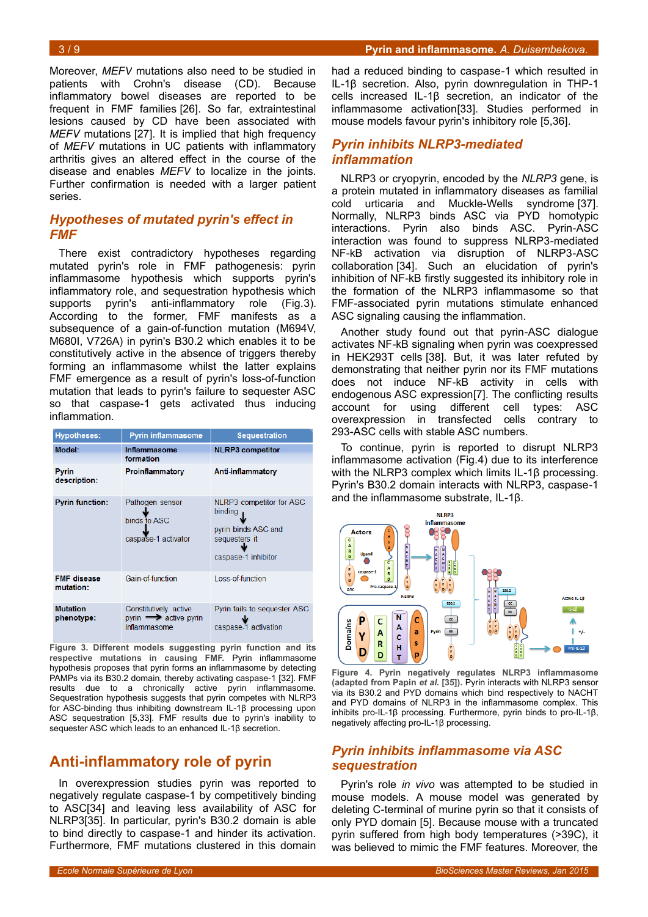Moreover, *MEFV* mutations also need to be studied in patients with Crohn's disease (CD). Because inflammatory bowel diseases are reported to be frequent in FMF families [26]. So far, extraintestinal lesions caused by CD have been associated with *MEFV* mutations [27]. It is implied that high frequency of *MEFV* mutations in UC patients with inflammatory arthritis gives an altered effect in the course of the disease and enables *MEFV* to localize in the joints. Further confirmation is needed with a larger patient series.

## *Hypotheses of mutated pyrin's effect in FMF*

There exist contradictory hypotheses regarding mutated pyrin's role in FMF pathogenesis: pyrin inflammasome hypothesis which supports pyrin's inflammatory role, and sequestration hypothesis which supports pyrin's anti-inflammatory role (Fig.3). According to the former, FMF manifests as a subsequence of a gain-of-function mutation (M694V, M680I, V726A) in pyrin's B30.2 which enables it to be constitutively active in the absence of triggers thereby forming an inflammasome whilst the latter explains FMF emergence as a result of pyrin's loss-of-function mutation that leads to pyrin's failure to sequester ASC so that caspase-1 gets activated thus inducing inflammation.

| Hypotheses: | Pyrin inflammasome | Sequestration |
|---|---|---|
| Model: | Inflammasome formation | NLRP3 competitor |
| Pyrin description: | Proinflammatory | Anti-inflammatory |
| Pyrin function: | Pathogen sensor ↓ binds to ASC ↓ caspase-1 activator | NLRP3 competitor for ASC binding ↓ pyrin binds ASC and sequesters it ↓ caspase-1 inhibitor |
| FMF disease mutation: | Gain-of-function | Loss-of-function |
| Mutation phenotype: | Constitutively active pyrin → active pyrin inflammasome | Pyrin fails to sequester ASC ↓ caspase-1 activation |

**Figure 3. Different models suggesting pyrin function and its respective mutations in causing FMF.** Pyrin inflammasome hypothesis proposes that pyrin forms an inflammasome by detecting PAMPs via its B30.2 domain, thereby activating caspase-1 [32]. FMF results due to a chronically active pyrin inflammasome. Sequestration hypothesis suggests that pyrin competes with NLRP3 for ASC-binding thus inhibiting downstream IL-1β processing upon ASC sequestration [5,33]. FMF results due to pyrin's inability to sequester ASC which leads to an enhanced IL-1β secretion.

# Anti-inflammatory role of pyrin

In overexpression studies pyrin was reported to negatively regulate caspase-1 by competitively binding to ASC[34] and leaving less availability of ASC for NLRP3[35]. In particular, pyrin's B30.2 domain is able to bind directly to caspase-1 and hinder its activation. Furthermore, FMF mutations clustered in this domain had a reduced binding to caspase-1 which resulted in IL-1β secretion. Also, pyrin downregulation in THP-1 cells increased IL-1β secretion, an indicator of the inflammasome activation[33]. Studies performed in mouse models favour pyrin's inhibitory role [5,36].

## *Pyrin inhibits NLRP3-mediated inflammation*

NLRP3 or cryopyrin, encoded by the *NLRP3* gene, is a protein mutated in inflammatory diseases as familial cold urticaria and Muckle-Wells syndrome [37]. Normally, NLRP3 binds ASC via PYD homotypic interactions. Pyrin also binds ASC. Pyrin-ASC interaction was found to suppress NLRP3-mediated NF-kB activation via disruption of NLRP3-ASC collaboration [34]. Such an elucidation of pyrin's inhibition of NF-kB firstly suggested its inhibitory role in the formation of the NLRP3 inflammasome so that FMF-associated pyrin mutations stimulate enhanced ASC signaling causing the inflammation.

Another study found out that pyrin-ASC dialogue activates NF-kB signaling when pyrin was coexpressed in HEK293T cells [38]. But, it was later refuted by demonstrating that neither pyrin nor its FMF mutations does not induce NF-kB activity in cells with endogenous ASC expression[7]. The conflicting results account for using different cell types: ASC overexpression in transfected cells contrary to 293-ASC cells with stable ASC numbers.

To continue, pyrin is reported to disrupt NLRP3 inflammasome activation (Fig.4) due to its interference with the NLRP3 complex which limits IL-1β processing. Pyrin's B30.2 domain interacts with NLRP3, caspase-1 and the inflammasome substrate, IL-1β.

**Figure 4. Pyrin negatively regulates NLRP3 inflammasome (adapted from Papin *et al.* [35]).** Pyrin interacts with NLRP3 sensor via its B30.2 and PYD domains which bind respectively to NACHT and PYD domains of NLRP3 in the inflammasome complex. This inhibits pro-IL-1β processing. Furthermore, pyrin binds to pro-IL-1β, negatively affecting pro-IL-1β processing.

## *Pyrin inhibits inflammasome via ASC sequestration*

Pyrin's role *in vivo* was attempted to be studied in mouse models. A mouse model was generated by deleting C-terminal of murine pyrin so that it consists of only PYD domain [5]. Because mouse with a truncated pyrin suffered from high body temperatures (>39C), it was believed to mimic the FMF features. Moreover, the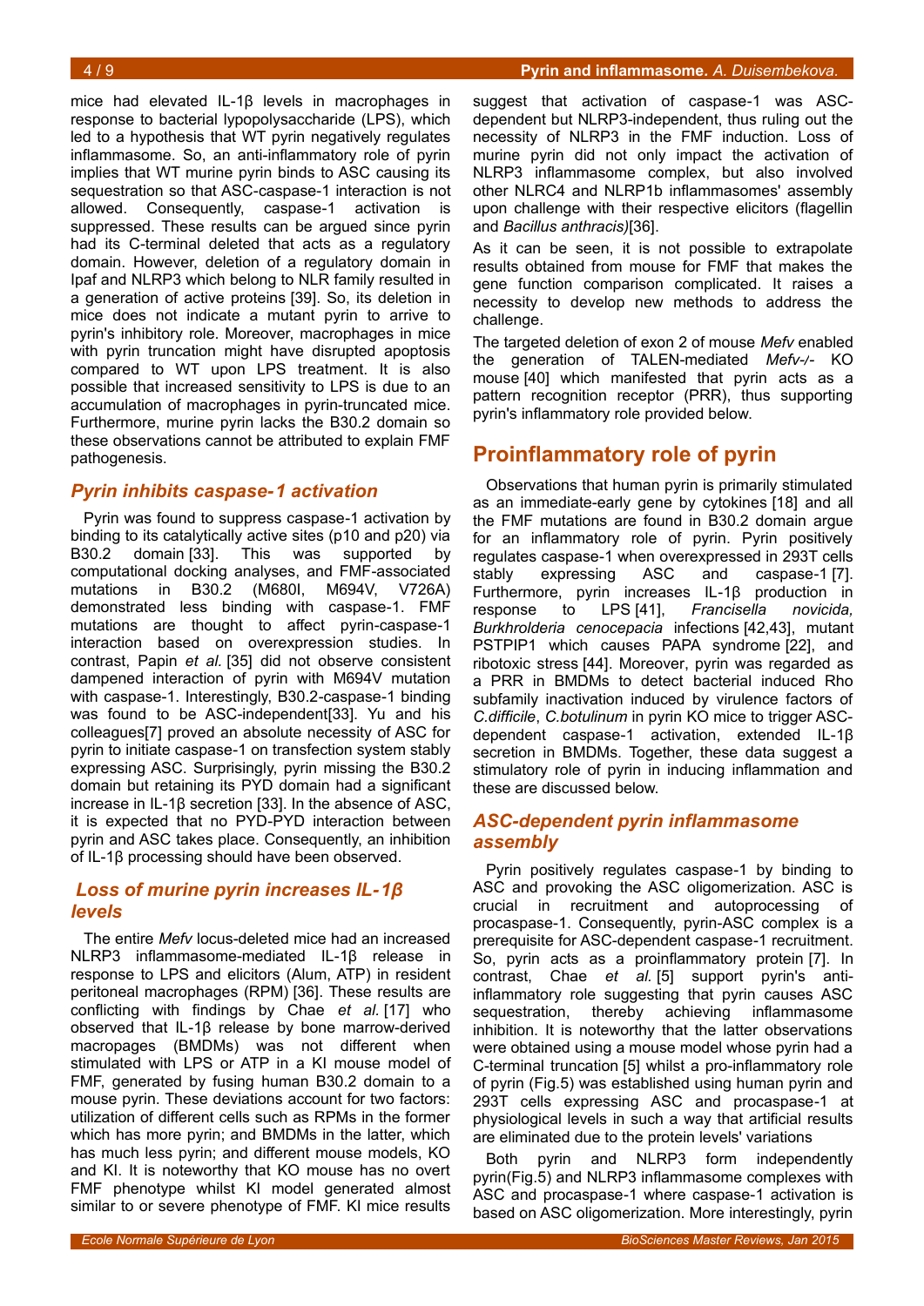mice had elevated IL-1β levels in macrophages in response to bacterial lypopolysaccharide (LPS), which led to a hypothesis that WT pyrin negatively regulates inflammasome. So, an anti-inflammatory role of pyrin implies that WT murine pyrin binds to ASC causing its sequestration so that ASC-caspase-1 interaction is not allowed. Consequently, caspase-1 activation is suppressed. These results can be argued since pyrin had its C-terminal deleted that acts as a regulatory domain. However, deletion of a regulatory domain in Ipaf and NLRP3 which belong to NLR family resulted in a generation of active proteins [39]. So, its deletion in mice does not indicate a mutant pyrin to arrive to pyrin's inhibitory role. Moreover, macrophages in mice with pyrin truncation might have disrupted apoptosis compared to WT upon LPS treatment. It is also possible that increased sensitivity to LPS is due to an accumulation of macrophages in pyrin-truncated mice. Furthermore, murine pyrin lacks the B30.2 domain so these observations cannot be attributed to explain FMF pathogenesis.

### *Pyrin inhibits caspase-1 activation*

Pyrin was found to suppress caspase-1 activation by binding to its catalytically active sites (p10 and p20) via B30.2 domain [33]. This was supported by computational docking analyses, and FMF-associated mutations in B30.2 (M680I, M694V, V726A) demonstrated less binding with caspase-1. FMF mutations are thought to affect pyrin-caspase-1 interaction based on overexpression studies. In contrast, Papin *et al.* [35] did not observe consistent dampened interaction of pyrin with M694V mutation with caspase-1. Interestingly, B30.2-caspase-1 binding was found to be ASC-independent[33]. Yu and his colleagues[7] proved an absolute necessity of ASC for pyrin to initiate caspase-1 on transfection system stably expressing ASC. Surprisingly, pyrin missing the B30.2 domain but retaining its PYD domain had a significant increase in IL-1β secretion [33]. In the absence of ASC, it is expected that no PYD-PYD interaction between pyrin and ASC takes place. Consequently, an inhibition of IL-1β processing should have been observed.

### *Loss of murine pyrin increases IL-1β levels*

The entire *Mefv* locus-deleted mice had an increased NLRP3 inflammasome-mediated IL-1β release in response to LPS and elicitors (Alum, ATP) in resident peritoneal macrophages (RPM) [36]. These results are conflicting with findings by Chae *et al.* [17] who observed that IL-1β release by bone marrow-derived macropages (BMDMs) was not different when stimulated with LPS or ATP in a KI mouse model of FMF, generated by fusing human B30.2 domain to a mouse pyrin. These deviations account for two factors: utilization of different cells such as RPMs in the former which has more pyrin; and BMDMs in the latter, which has much less pyrin; and different mouse models, KO and KI. It is noteworthy that KO mouse has no overt FMF phenotype whilst KI model generated almost similar to or severe phenotype of FMF. KI mice results suggest that activation of caspase-1 was ASC-dependent but NLRP3-independent, thus ruling out the necessity of NLRP3 in the FMF induction. Loss of murine pyrin did not only impact the activation of NLRP3 inflammasome complex, but also involved other NLRC4 and NLRP1b inflammasomes' assembly upon challenge with their respective elicitors (flagellin and *Bacillus anthracis)*[36].

As it can be seen, it is not possible to extrapolate results obtained from mouse for FMF that makes the gene function comparison complicated. It raises a necessity to develop new methods to address the challenge.

The targeted deletion of exon 2 of mouse *Mefv* enabled the generation of TALEN-mediated *Mefv-/-* KO mouse [40] which manifested that pyrin acts as a pattern recognition receptor (PRR), thus supporting pyrin's inflammatory role provided below.

## Proinflammatory role of pyrin

Observations that human pyrin is primarily stimulated as an immediate-early gene by cytokines [18] and all the FMF mutations are found in B30.2 domain argue for an inflammatory role of pyrin. Pyrin positively regulates caspase-1 when overexpressed in 293T cells stably expressing ASC and caspase-1 [7]. Furthermore, pyrin increases IL-1β production in response to LPS [41], *Francisella novicida, Burkhrolderia cenocepacia* infections [42,43], mutant PSTPIP1 which causes PAPA syndrome [22], and ribotoxic stress [44]. Moreover, pyrin was regarded as a PRR in BMDMs to detect bacterial induced Rho subfamily inactivation induced by virulence factors of *C.difficile*, *C.botulinum* in pyrin KO mice to trigger ASC-dependent caspase-1 activation, extended IL-1β secretion in BMDMs. Together, these data suggest a stimulatory role of pyrin in inducing inflammation and these are discussed below.

### *ASC-dependent pyrin inflammasome assembly*

Pyrin positively regulates caspase-1 by binding to ASC and provoking the ASC oligomerization. ASC is crucial in recruitment and autoprocessing of procaspase-1. Consequently, pyrin-ASC complex is a prerequisite for ASC-dependent caspase-1 recruitment. So, pyrin acts as a proinflammatory protein [7]. In contrast, Chae *et al.* [5] support pyrin's anti-inflammatory role suggesting that pyrin causes ASC sequestration, thereby achieving inflammasome inhibition. It is noteworthy that the latter observations were obtained using a mouse model whose pyrin had a C-terminal truncation [5] whilst a pro-inflammatory role of pyrin (Fig.5) was established using human pyrin and 293T cells expressing ASC and procaspase-1 at physiological levels in such a way that artificial results are eliminated due to the protein levels' variations

Both pyrin and NLRP3 form independently pyrin(Fig.5) and NLRP3 inflammasome complexes with ASC and procaspase-1 where caspase-1 activation is based on ASC oligomerization. More interestingly, pyrin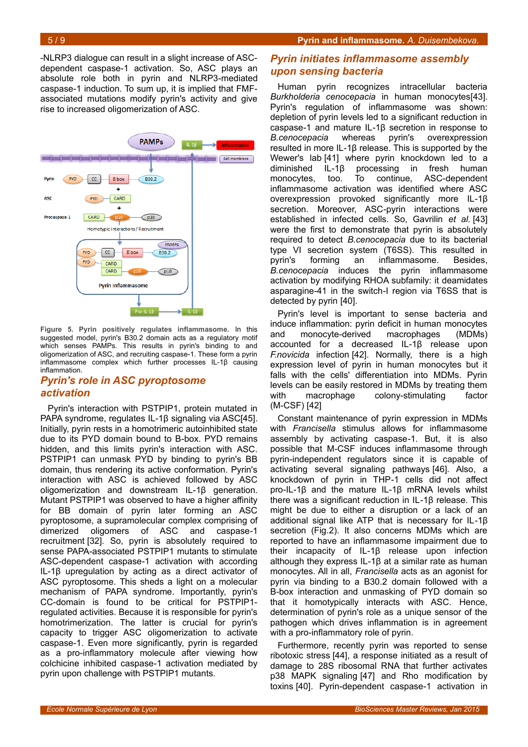-NLRP3 dialogue can result in a slight increase of ASC-dependent caspase-1 activation. So, ASC plays an absolute role both in pyrin and NLRP3-mediated caspase-1 induction. To sum up, it is implied that FMF-associated mutations modify pyrin's activity and give rise to increased oligomerization of ASC.

**Figure 5. Pyrin positively regulates inflammasome.** In this suggested model, pyrin's B30.2 domain acts as a regulatory motif which senses PAMPs. This results in pyrin's binding to and oligomerization of ASC, and recruiting caspase-1. These form a pyrin inflammasome complex which further processes IL-1β causing inflammation.

## *Pyrin's role in ASC pyroptosome activation*

Pyrin's interaction with PSTPIP1, protein mutated in PAPA syndrome, regulates IL-1β signaling via ASC[45]. Initially, pyrin rests in a homotrimeric autoinhibited state due to its PYD domain bound to B-box. PYD remains hidden, and this limits pyrin's interaction with ASC. PSTPIP1 can unmask PYD by binding to pyrin's BB domain, thus rendering its active conformation. Pyrin's interaction with ASC is achieved followed by ASC oligomerization and downstream IL-1β generation. Mutant PSTPIP1 was observed to have a higher affinity for BB domain of pyrin later forming an ASC pyroptosome, a supramolecular complex comprising of dimerized oligomers of ASC and caspase-1 recruitment [32]. So, pyrin is absolutely required to sense PAPA-associated PSTPIP1 mutants to stimulate ASC-dependent caspase-1 activation with according IL-1β upregulation by acting as a direct activator of ASC pyroptosome. This sheds a light on a molecular mechanism of PAPA syndrome. Importantly, pyrin's CC-domain is found to be critical for PSTPIP1-regulated activities. Because it is responsible for pyrin's homotrimerization. The latter is crucial for pyrin's capacity to trigger ASC oligomerization to activate caspase-1. Even more significantly, pyrin is regarded as a pro-inflammatory molecule after viewing how colchicine inhibited caspase-1 activation mediated by pyrin upon challenge with PSTPIP1 mutants.

## *Pyrin initiates inflammasome assembly upon sensing bacteria*

Human pyrin recognizes intracellular bacteria *Burkholderia cenocepacia* in human monocytes[43]. Pyrin's regulation of inflammasome was shown: depletion of pyrin levels led to a significant reduction in caspase-1 and mature IL-1β secretion in response to *B.cenocepacia* whereas pyrin's overexpression resulted in more IL-1β release. This is supported by the Wewer's lab [41] where pyrin knockdown led to a diminished IL-1β processing in fresh human monocytes, too. To continue, ASC-dependent inflammasome activation was identified where ASC overexpression provoked significantly more IL-1β secretion. Moreover, ASC-pyrin interactions were established in infected cells. So, Gavrilin *et al.* [43] were the first to demonstrate that pyrin is absolutely required to detect *B.cenocepacia* due to its bacterial type VI secretion system (T6SS). This resulted in pyrin's forming an inflammasome. Besides, *B.cenocepacia* induces the pyrin inflammasome activation by modifying RHOA subfamily: it deamidates asparagine-41 in the switch-I region via T6SS that is detected by pyrin [40].

Pyrin's level is important to sense bacteria and induce inflammation: pyrin deficit in human monocytes and monocyte-derived macrophages (MDMs) accounted for a decreased IL-1β release upon *F.novicida* infection [42]. Normally, there is a high expression level of pyrin in human monocytes but it falls with the cells' differentiation into MDMs. Pyrin levels can be easily restored in MDMs by treating them with macrophage colony-stimulating factor (M-CSF) [42]

Constant maintenance of pyrin expression in MDMs with *Francisella* stimulus allows for inflammasome assembly by activating caspase-1. But, it is also possible that M-CSF induces inflammasome through pyrin-independent regulators since it is capable of activating several signaling pathways [46]. Also, a knockdown of pyrin in THP-1 cells did not affect pro-IL-1β and the mature IL-1β mRNA levels whilst there was a significant reduction in IL-1β release. This might be due to either a disruption or a lack of an additional signal like ATP that is necessary for IL-1β secretion (Fig.2). It also concerns MDMs which are reported to have an inflammasome impairment due to their incapacity of IL-1β release upon infection although they express IL-1β at a similar rate as human monocytes. All in all, *Francisella* acts as an agonist for pyrin via binding to a B30.2 domain followed with a B-box interaction and unmasking of PYD domain so that it homotypically interacts with ASC. Hence, determination of pyrin's role as a unique sensor of the pathogen which drives inflammation is in agreement with a pro-inflammatory role of pyrin.

Furthermore, recently pyrin was reported to sense ribotoxic stress [44], a response initiated as a result of damage to 28S ribosomal RNA that further activates p38 MAPK signaling [47] and Rho modification by toxins [40]. Pyrin-dependent caspase-1 activation in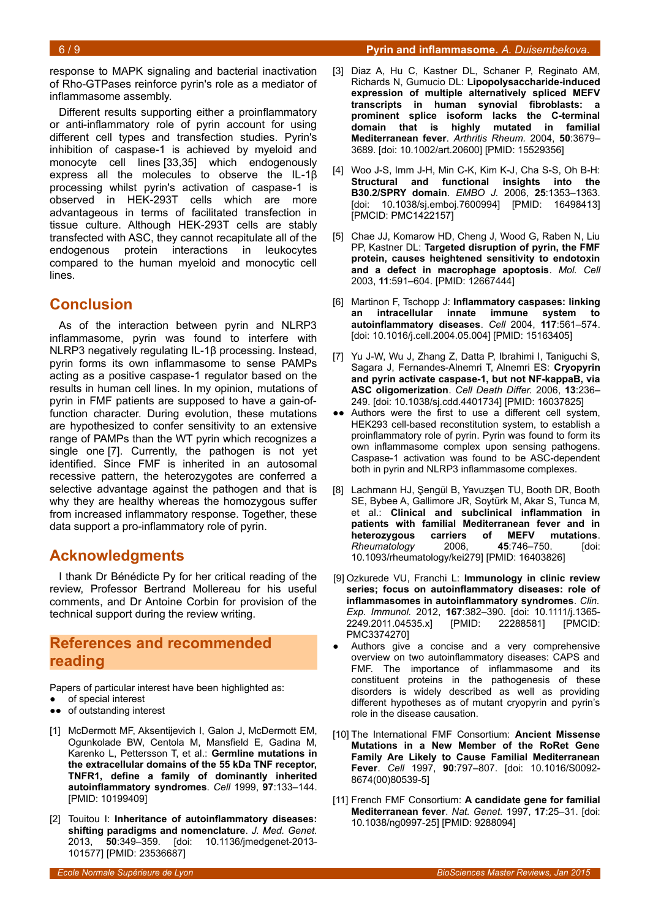response to MAPK signaling and bacterial inactivation of Rho-GTPases reinforce pyrin's role as a mediator of inflammasome assembly.

Different results supporting either a proinflammatory or anti-inflammatory role of pyrin account for using different cell types and transfection studies. Pyrin's inhibition of caspase-1 is achieved by myeloid and monocyte cell lines [33,35] which endogenously express all the molecules to observe the IL-1β processing whilst pyrin's activation of caspase-1 is observed in HEK-293T cells which are more advantageous in terms of facilitated transfection in tissue culture. Although HEK-293T cells are stably transfected with ASC, they cannot recapitulate all of the endogenous protein interactions in leukocytes compared to the human myeloid and monocytic cell lines.

## Conclusion

As of the interaction between pyrin and NLRP3 inflammasome, pyrin was found to interfere with NLRP3 negatively regulating IL-1β processing. Instead, pyrin forms its own inflammasome to sense PAMPs acting as a positive caspase-1 regulator based on the results in human cell lines. In my opinion, mutations of pyrin in FMF patients are supposed to have a gain-of-function character. During evolution, these mutations are hypothesized to confer sensitivity to an extensive range of PAMPs than the WT pyrin which recognizes a single one [7]. Currently, the pathogen is not yet identified. Since FMF is inherited in an autosomal recessive pattern, the heterozygotes are conferred a selective advantage against the pathogen and that is why they are healthy whereas the homozygous suffer from increased inflammatory response. Together, these data support a pro-inflammatory role of pyrin.

## Acknowledgments

I thank Dr Bénédicte Py for her critical reading of the review, Professor Bertrand Mollereau for his useful comments, and Dr Antoine Corbin for provision of the technical support during the review writing.

## References and recommended reading

Papers of particular interest have been highlighted as:
- ● of special interest
- ●● of outstanding interest

[1] McDermott MF, Aksentijevich I, Galon J, McDermott EM, Ogunkolade BW, Centola M, Mansfield E, Gadina M, Karenko L, Pettersson T, et al.: **Germline mutations in the extracellular domains of the 55 kDa TNF receptor, TNFR1, define a family of dominantly inherited autoinflammatory syndromes**. *Cell* 1999, **97**:133–144. [PMID: 10199409]

[2] Touitou I: **Inheritance of autoinflammatory diseases: shifting paradigms and nomenclature**. *J. Med. Genet.* 2013, **50**:349–359. [doi: 10.1136/jmedgenet-2013-101577] [PMID: 23536687]

[3] Diaz A, Hu C, Kastner DL, Schaner P, Reginato AM, Richards N, Gumucio DL: **Lipopolysaccharide-induced expression of multiple alternatively spliced MEFV transcripts in human synovial fibroblasts: a prominent splice isoform lacks the C-terminal domain that is highly mutated in familial Mediterranean fever**. *Arthritis Rheum.* 2004, **50**:3679–3689. [doi: 10.1002/art.20600] [PMID: 15529356]

[4] Woo J-S, Imm J-H, Min C-K, Kim K-J, Cha S-S, Oh B-H: **Structural and functional insights into the B30.2/SPRY domain**. *EMBO J.* 2006, **25**:1353–1363. [doi: 10.1038/sj.emboj.7600994] [PMID: 16498413] [PMCID: PMC1422157]

[5] Chae JJ, Komarow HD, Cheng J, Wood G, Raben N, Liu PP, Kastner DL: **Targeted disruption of pyrin, the FMF protein, causes heightened sensitivity to endotoxin and a defect in macrophage apoptosis**. *Mol. Cell* 2003, **11**:591–604. [PMID: 12667444]

[6] Martinon F, Tschopp J: **Inflammatory caspases: linking an intracellular innate immune system to autoinflammatory diseases**. *Cell* 2004, **117**:561–574. [doi: 10.1016/j.cell.2004.05.004] [PMID: 15163405]

[7] Yu J-W, Wu J, Zhang Z, Datta P, Ibrahimi I, Taniguchi S, Sagara J, Fernandes-Alnemri T, Alnemri ES: **Cryopyrin and pyrin activate caspase-1, but not NF-kappaB, via ASC oligomerization**. *Cell Death Differ.* 2006, **13**:236–249. [doi: 10.1038/sj.cdd.4401734] [PMID: 16037825]

●● Authors were the first to use a different cell system, HEK293 cell-based reconstitution system, to establish a proinflammatory role of pyrin. Pyrin was found to form its own inflammasome complex upon sensing pathogens. Caspase-1 activation was found to be ASC-dependent both in pyrin and NLRP3 inflammasome complexes.

[8] Lachmann HJ, Şengül B, Yavuzşen TU, Booth DR, Booth SE, Bybee A, Gallimore JR, Soytürk M, Akar S, Tunca M, et al.: **Clinical and subclinical inflammation in patients with familial Mediterranean fever and in heterozygous carriers of MEFV mutations**. *Rheumatology* 2006, **45**:746–750. [doi: 10.1093/rheumatology/kei279] [PMID: 16403826]

[9] Ozkurede VU, Franchi L: **Immunology in clinic review series; focus on autoinflammatory diseases: role of inflammasomes in autoinflammatory syndromes**. *Clin. Exp. Immunol.* 2012, **167**:382–390. [doi: 10.1111/j.1365-2249.2011.04535.x] [PMID: 22288581] [PMCID: PMC3374270]

● Authors give a concise and a very comprehensive overview on two autoinflammatory diseases: CAPS and FMF. The importance of inflammasome and its constituent proteins in the pathogenesis of these disorders is widely described as well as providing different hypotheses as of mutant cryopyrin and pyrin's role in the disease causation.

[10] The International FMF Consortium: **Ancient Missense Mutations in a New Member of the RoRet Gene Family Are Likely to Cause Familial Mediterranean Fever**. *Cell* 1997, **90**:797–807. [doi: 10.1016/S0092-8674(00)80539-5]

[11] French FMF Consortium: **A candidate gene for familial Mediterranean fever**. *Nat. Genet.* 1997, **17**:25–31. [doi: 10.1038/ng0997-25] [PMID: 9288094]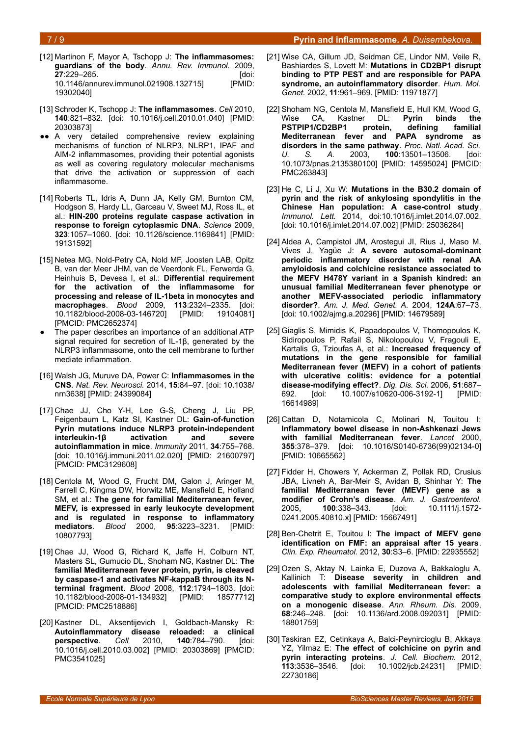[12] Martinon F, Mayor A, Tschopp J: **The inflammasomes: guardians of the body**. *Annu. Rev. Immunol.* 2009, **27**:229–265. [doi: 10.1146/annurev.immunol.021908.132715] [PMID: 19302040]

[13] Schroder K, Tschopp J: **The inflammasomes**. *Cell* 2010, **140**:821–832. [doi: 10.1016/j.cell.2010.01.040] [PMID: 20303873]

- ●● A very detailed comprehensive review explaining mechanisms of function of NLRP3, NLRP1, IPAF and AIM-2 inflammasomes, providing their potential agonists as well as covering regulatory molecular mechanisms that drive the activation or suppression of each inflammasome.

[14] Roberts TL, Idris A, Dunn JA, Kelly GM, Burnton CM, Hodgson S, Hardy LL, Garceau V, Sweet MJ, Ross IL, et al.: **HIN-200 proteins regulate caspase activation in response to foreign cytoplasmic DNA**. *Science* 2009, **323**:1057–1060. [doi: 10.1126/science.1169841] [PMID: 19131592]

[15] Netea MG, Nold-Petry CA, Nold MF, Joosten LAB, Opitz B, van der Meer JHM, van de Veerdonk FL, Ferwerda G, Heinhuis B, Devesa I, et al.: **Differential requirement for the activation of the inflammasome for processing and release of IL-1beta in monocytes and macrophages**. *Blood* 2009, **113**:2324–2335. [doi: 10.1182/blood-2008-03-146720] [PMID: 19104081] [PMCID: PMC2652374]

- ● The paper describes an importance of an additional ATP signal required for secretion of IL-1β, generated by the NLRP3 inflammasome, onto the cell membrane to further mediate inflammation.

[16] Walsh JG, Muruve DA, Power C: **Inflammasomes in the CNS**. *Nat. Rev. Neurosci.* 2014, **15**:84–97. [doi: 10.1038/nrn3638] [PMID: 24399084]

[17] Chae JJ, Cho Y-H, Lee G-S, Cheng J, Liu PP, Feigenbaum L, Katz SI, Kastner DL: **Gain-of-function Pyrin mutations induce NLRP3 protein-independent interleukin-1β activation and severe autoinflammation in mice**. *Immunity* 2011, **34**:755–768. [doi: 10.1016/j.immuni.2011.02.020] [PMID: 21600797] [PMCID: PMC3129608]

[18] Centola M, Wood G, Frucht DM, Galon J, Aringer M, Farrell C, Kingma DW, Horwitz ME, Mansfield E, Holland SM, et al.: **The gene for familial Mediterranean fever, MEFV, is expressed in early leukocyte development and is regulated in response to inflammatory mediators**. *Blood* 2000, **95**:3223–3231. [PMID: 10807793]

[19] Chae JJ, Wood G, Richard K, Jaffe H, Colburn NT, Masters SL, Gumucio DL, Shoham NG, Kastner DL: **The familial Mediterranean fever protein, pyrin, is cleaved by caspase-1 and activates NF-kappaB through its N-terminal fragment**. *Blood* 2008, **112**:1794–1803. [doi: 10.1182/blood-2008-01-134932] [PMID: 18577712] [PMCID: PMC2518886]

[20] Kastner DL, Aksentijevich I, Goldbach-Mansky R: **Autoinflammatory disease reloaded: a clinical perspective**. *Cell* 2010, **140**:784–790. [doi: 10.1016/j.cell.2010.03.002] [PMID: 20303869] [PMCID: PMC3541025]

[21] Wise CA, Gillum JD, Seidman CE, Lindor NM, Veile R, Bashiardes S, Lovett M: **Mutations in CD2BP1 disrupt binding to PTP PEST and are responsible for PAPA syndrome, an autoinflammatory disorder**. *Hum. Mol. Genet.* 2002, **11**:961–969. [PMID: 11971877]

[22] Shoham NG, Centola M, Mansfield E, Hull KM, Wood G, Wise CA, Kastner DL: **Pyrin binds the PSTPIP1/CD2BP1 protein, defining familial Mediterranean fever and PAPA syndrome as disorders in the same pathway**. *Proc. Natl. Acad. Sci. U. S. A.* 2003, **100**:13501–13506. [doi: 10.1073/pnas.2135380100] [PMID: 14595024] [PMCID: PMC263843]

[23] He C, Li J, Xu W: **Mutations in the B30.2 domain of pyrin and the risk of ankylosing spondylitis in the Chinese Han population: A case-control study**. *Immunol. Lett.* 2014, doi:10.1016/j.imlet.2014.07.002. [doi: 10.1016/j.imlet.2014.07.002] [PMID: 25036284]

[24] Aldea A, Campistol JM, Arostegui JI, Rius J, Maso M, Vives J, Yagüe J: **A severe autosomal-dominant periodic inflammatory disorder with renal AA amyloidosis and colchicine resistance associated to the MEFV H478Y variant in a Spanish kindred: an unusual familial Mediterranean fever phenotype or another MEFV-associated periodic inflammatory disorder?**. *Am. J. Med. Genet. A.* 2004, **124A**:67–73. [doi: 10.1002/ajmg.a.20296] [PMID: 14679589]

[25] Giaglis S, Mimidis K, Papadopoulos V, Thomopoulos K, Sidiropoulos P, Rafail S, Nikolopoulou V, Fragouli E, Kartalis G, Tzioufas A, et al.: **Increased frequency of mutations in the gene responsible for familial Mediterranean fever (MEFV) in a cohort of patients with ulcerative colitis: evidence for a potential disease-modifying effect?**. *Dig. Dis. Sci.* 2006, **51**:687–692. [doi: 10.1007/s10620-006-3192-1] [PMID: 16614989]

[26] Cattan D, Notarnicola C, Molinari N, Touitou I: **Inflammatory bowel disease in non-Ashkenazi Jews with familial Mediterranean fever**. *Lancet* 2000, **355**:378–379. [doi: 10.1016/S0140-6736(99)02134-0] [PMID: 10665562]

[27] Fidder H, Chowers Y, Ackerman Z, Pollak RD, Crusius JBA, Livneh A, Bar-Meir S, Avidan B, Shinhar Y: **The familial Mediterranean fever (MEVF) gene as a modifier of Crohn's disease**. *Am. J. Gastroenterol.* 2005, **100**:338–343. [doi: 10.1111/j.1572-0241.2005.40810.x] [PMID: 15667491]

[28] Ben-Chetrit E, Touitou I: **The impact of MEFV gene identification on FMF: an appraisal after 15 years**. *Clin. Exp. Rheumatol.* 2012, **30**:S3–6. [PMID: 22935552]

[29] Ozen S, Aktay N, Lainka E, Duzova A, Bakkaloglu A, Kallinich T: **Disease severity in children and adolescents with familial Mediterranean fever: a comparative study to explore environmental effects on a monogenic disease**. *Ann. Rheum. Dis.* 2009, **68**:246–248. [doi: 10.1136/ard.2008.092031] [PMID: 18801759]

[30] Taskiran EZ, Cetinkaya A, Balci-Peynircioglu B, Akkaya YZ, Yilmaz E: **The effect of colchicine on pyrin and pyrin interacting proteins**. *J. Cell. Biochem.* 2012, **113**:3536–3546. [doi: 10.1002/jcb.24231] [PMID: 22730186]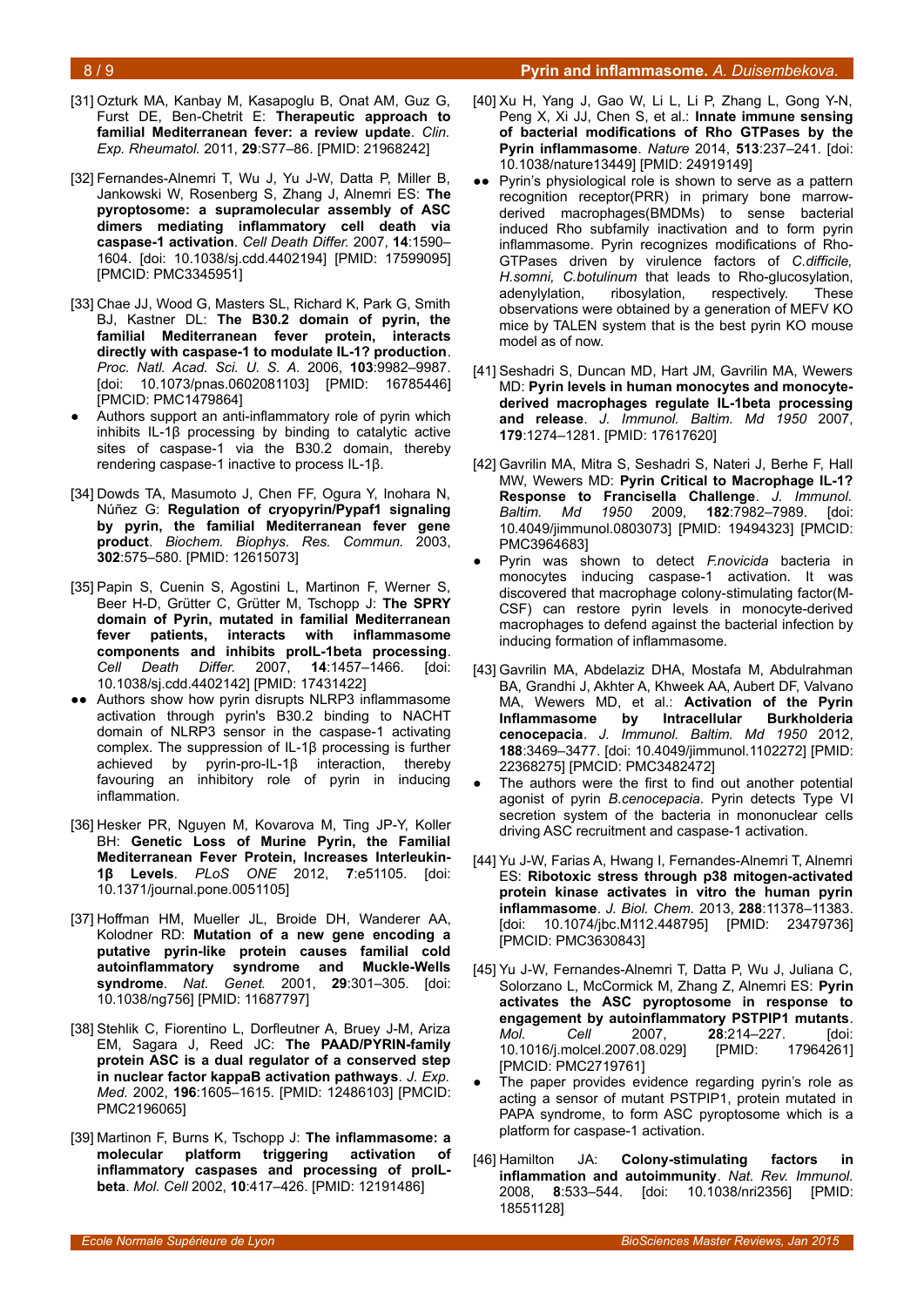[31] Ozturk MA, Kanbay M, Kasapoglu B, Onat AM, Guz G, Furst DE, Ben-Chetrit E: **Therapeutic approach to familial Mediterranean fever: a review update**. *Clin. Exp. Rheumatol.* 2011, **29**:S77–86. [PMID: 21968242]

[32] Fernandes-Alnemri T, Wu J, Yu J-W, Datta P, Miller B, Jankowski W, Rosenberg S, Zhang J, Alnemri ES: **The pyroptosome: a supramolecular assembly of ASC dimers mediating inflammatory cell death via caspase-1 activation**. *Cell Death Differ.* 2007, **14**:1590–1604. [doi: 10.1038/sj.cdd.4402194] [PMID: 17599095] [PMCID: PMC3345951]

[33] Chae JJ, Wood G, Masters SL, Richard K, Park G, Smith BJ, Kastner DL: **The B30.2 domain of pyrin, the familial Mediterranean fever protein, interacts directly with caspase-1 to modulate IL-1? production**. *Proc. Natl. Acad. Sci. U. S. A.* 2006, **103**:9982–9987. [doi: 10.1073/pnas.0602081103] [PMID: 16785446] [PMCID: PMC1479864]

- Authors support an anti-inflammatory role of pyrin which inhibits IL-1β processing by binding to catalytic active sites of caspase-1 via the B30.2 domain, thereby rendering caspase-1 inactive to process IL-1β.

[34] Dowds TA, Masumoto J, Chen FF, Ogura Y, Inohara N, Núñez G: **Regulation of cryopyrin/Pypaf1 signaling by pyrin, the familial Mediterranean fever gene product**. *Biochem. Biophys. Res. Commun.* 2003, **302**:575–580. [PMID: 12615073]

[35] Papin S, Cuenin S, Agostini L, Martinon F, Werner S, Beer H-D, Grütter C, Grütter M, Tschopp J: **The SPRY domain of Pyrin, mutated in familial Mediterranean fever patients, interacts with inflammasome components and inhibits proIL-1beta processing**. *Cell Death Differ.* 2007, **14**:1457–1466. [doi: 10.1038/sj.cdd.4402142] [PMID: 17431422]

- ●● Authors show how pyrin disrupts NLRP3 inflammasome activation through pyrin's B30.2 binding to NACHT domain of NLRP3 sensor in the caspase-1 activating complex. The suppression of IL-1β processing is further achieved by pyrin-pro-IL-1β interaction, thereby favouring an inhibitory role of pyrin in inducing inflammation.

[36] Hesker PR, Nguyen M, Kovarova M, Ting JP-Y, Koller BH: **Genetic Loss of Murine Pyrin, the Familial Mediterranean Fever Protein, Increases Interleukin-1β Levels**. *PLoS ONE* 2012, **7**:e51105. [doi: 10.1371/journal.pone.0051105]

[37] Hoffman HM, Mueller JL, Broide DH, Wanderer AA, Kolodner RD: **Mutation of a new gene encoding a putative pyrin-like protein causes familial cold autoinflammatory syndrome and Muckle-Wells syndrome**. *Nat. Genet.* 2001, **29**:301–305. [doi: 10.1038/ng756] [PMID: 11687797]

[38] Stehlik C, Fiorentino L, Dorfleutner A, Bruey J-M, Ariza EM, Sagara J, Reed JC: **The PAAD/PYRIN-family protein ASC is a dual regulator of a conserved step in nuclear factor kappaB activation pathways**. *J. Exp. Med.* 2002, **196**:1605–1615. [PMID: 12486103] [PMCID: PMC2196065]

[39] Martinon F, Burns K, Tschopp J: **The inflammasome: a molecular platform triggering activation of inflammatory caspases and processing of proIL-beta**. *Mol. Cell* 2002, **10**:417–426. [PMID: 12191486]

[40] Xu H, Yang J, Gao W, Li L, Li P, Zhang L, Gong Y-N, Peng X, Xi JJ, Chen S, et al.: **Innate immune sensing of bacterial modifications of Rho GTPases by the Pyrin inflammasome**. *Nature* 2014, **513**:237–241. [doi: 10.1038/nature13449] [PMID: 24919149]

- ●● Pyrin's physiological role is shown to serve as a pattern recognition receptor(PRR) in primary bone marrow-derived macrophages(BMDMs) to sense bacterial induced Rho subfamily inactivation and to form pyrin inflammasome. Pyrin recognizes modifications of Rho-GTPases driven by virulence factors of *C.difficile, H.somni, C.botulinum* that leads to Rho-glucosylation, adenylylation, ribosylation, respectively. These observations were obtained by a generation of MEFV KO mice by TALEN system that is the best pyrin KO mouse model as of now.

[41] Seshadri S, Duncan MD, Hart JM, Gavrilin MA, Wewers MD: **Pyrin levels in human monocytes and monocyte-derived macrophages regulate IL-1beta processing and release**. *J. Immunol. Baltim. Md 1950* 2007, **179**:1274–1281. [PMID: 17617620]

[42] Gavrilin MA, Mitra S, Seshadri S, Nateri J, Berhe F, Hall MW, Wewers MD: **Pyrin Critical to Macrophage IL-1? Response to Francisella Challenge**. *J. Immunol. Baltim. Md 1950* 2009, **182**:7982–7989. [doi: 10.4049/jimmunol.0803073] [PMID: 19494323] [PMCID: PMC3964683]

- Pyrin was shown to detect *F.novicida* bacteria in monocytes inducing caspase-1 activation. It was discovered that macrophage colony-stimulating factor(M-CSF) can restore pyrin levels in monocyte-derived macrophages to defend against the bacterial infection by inducing formation of inflammasome.

[43] Gavrilin MA, Abdelaziz DHA, Mostafa M, Abdulrahman BA, Grandhi J, Akhter A, Khweek AA, Aubert DF, Valvano MA, Wewers MD, et al.: **Activation of the Pyrin Inflammasome by Intracellular Burkholderia cenocepacia**. *J. Immunol. Baltim. Md 1950* 2012, **188**:3469–3477. [doi: 10.4049/jimmunol.1102272] [PMID: 22368275] [PMCID: PMC3482472]

- The authors were the first to find out another potential agonist of pyrin *B.cenocepacia*. Pyrin detects Type VI secretion system of the bacteria in mononuclear cells driving ASC recruitment and caspase-1 activation.

[44] Yu J-W, Farias A, Hwang I, Fernandes-Alnemri T, Alnemri ES: **Ribotoxic stress through p38 mitogen-activated protein kinase activates in vitro the human pyrin inflammasome**. *J. Biol. Chem.* 2013, **288**:11378–11383. [doi: 10.1074/jbc.M112.448795] [PMID: 23479736] [PMCID: PMC3630843]

[45] Yu J-W, Fernandes-Alnemri T, Datta P, Wu J, Juliana C, Solorzano L, McCormick M, Zhang Z, Alnemri ES: **Pyrin activates the ASC pyroptosome in response to engagement by autoinflammatory PSTPIP1 mutants**. *Mol. Cell* 2007, **28**:214–227. [doi: 10.1016/j.molcel.2007.08.029] [PMID: 17964261] [PMCID: PMC2719761]

- The paper provides evidence regarding pyrin's role as acting a sensor of mutant PSTPIP1, protein mutated in PAPA syndrome, to form ASC pyroptosome which is a platform for caspase-1 activation.

[46] Hamilton JA: **Colony-stimulating factors in inflammation and autoimmunity**. *Nat. Rev. Immunol.* 2008, **8**:533–544. [doi: 10.1038/nri2356] [PMID: 18551128]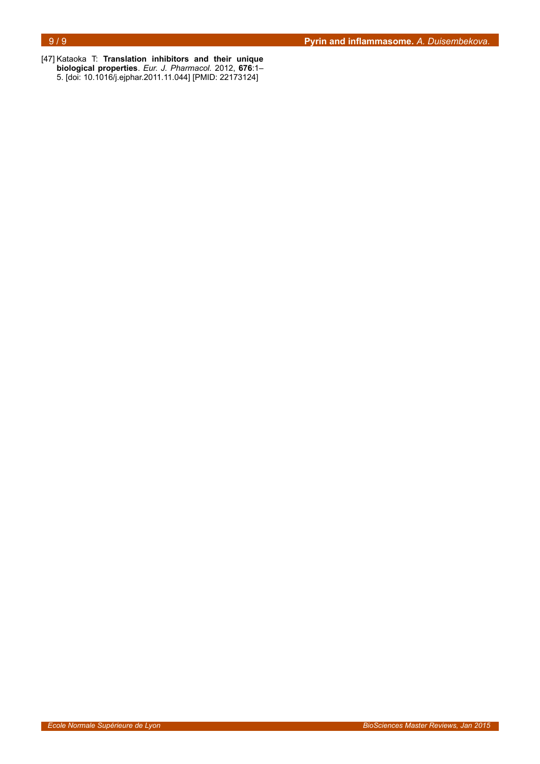[47] Kataoka T: **Translation inhibitors and their unique biological properties**. *Eur. J. Pharmacol.* 2012, **676**:1–5. [doi: 10.1016/j.ejphar.2011.11.044] [PMID: 22173124]